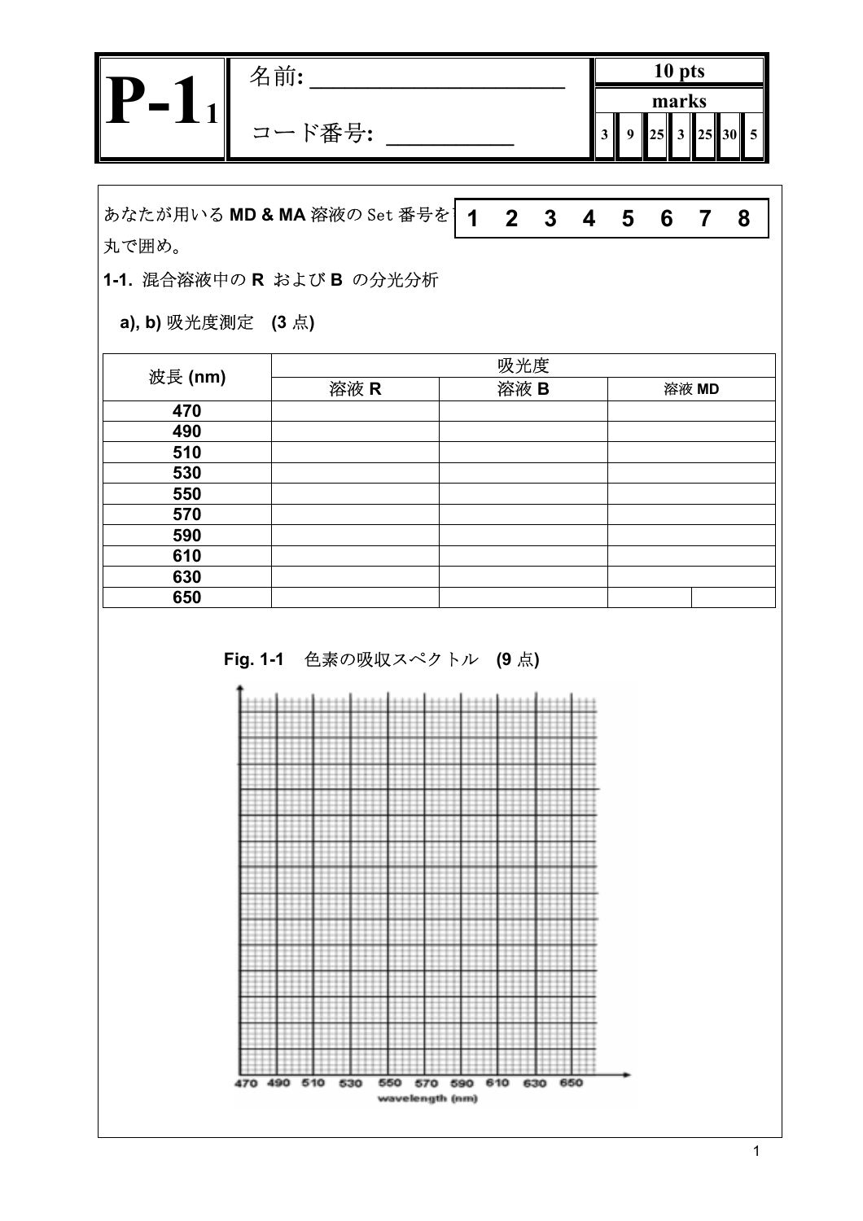# P-1

名前: ______________________

コード番号: __________

| 10 pts | | | | | | |
|---|---|---|---|---|---|---|
| marks | | | | | | |
| 3 | 9 | 25 | 3 | 25 | 30 | 5 |

あなたが用いる **MD & MA** 溶液の Set 番号を丸で囲め。

**1  2  3  4  5  6  7  8**

**1-1.** 混合溶液中の **R** および **B** の分光分析

**a), b)** 吸光度測定　**(3** 点**)**

| 波長 (nm) | 吸光度 | | |
|---|---|---|---|
| | 溶液 R | 溶液 B | 溶液 MD |
| 470 | | | |
| 490 | | | |
| 510 | | | |
| 530 | | | |
| 550 | | | |
| 570 | | | |
| 590 | | | |
| 610 | | | |
| 630 | | | |
| 650 | | | |

**Fig. 1-1**　色素の吸収スペクトル　**(9** 点**)**

470　490　510　530　550　570　590　610　630　650

wavelength (nm)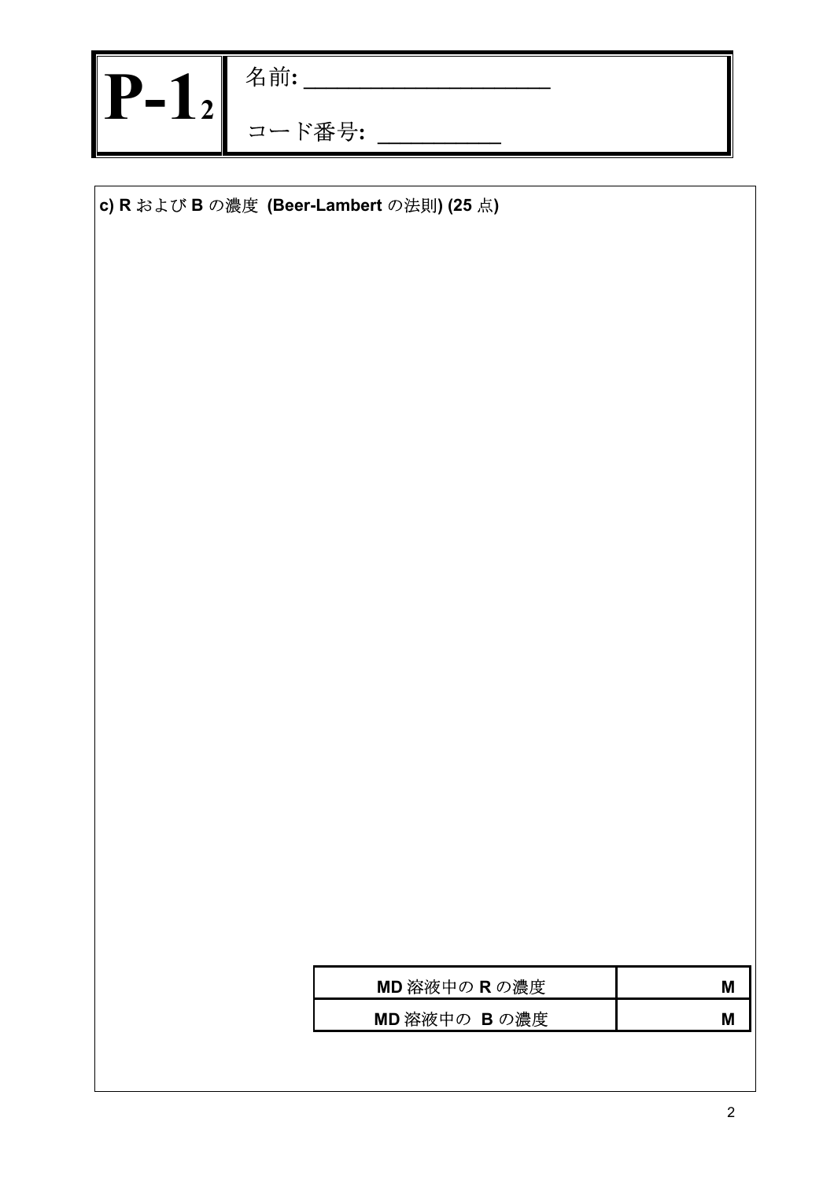# P-1₂

名前: ____________________

コード番号: __________

**c) R および B の濃度 (Beer-Lambert の法則) (25 点)**

| MD 溶液中の R の濃度 | M |
| --- | --- |
| MD 溶液中の B の濃度 | M |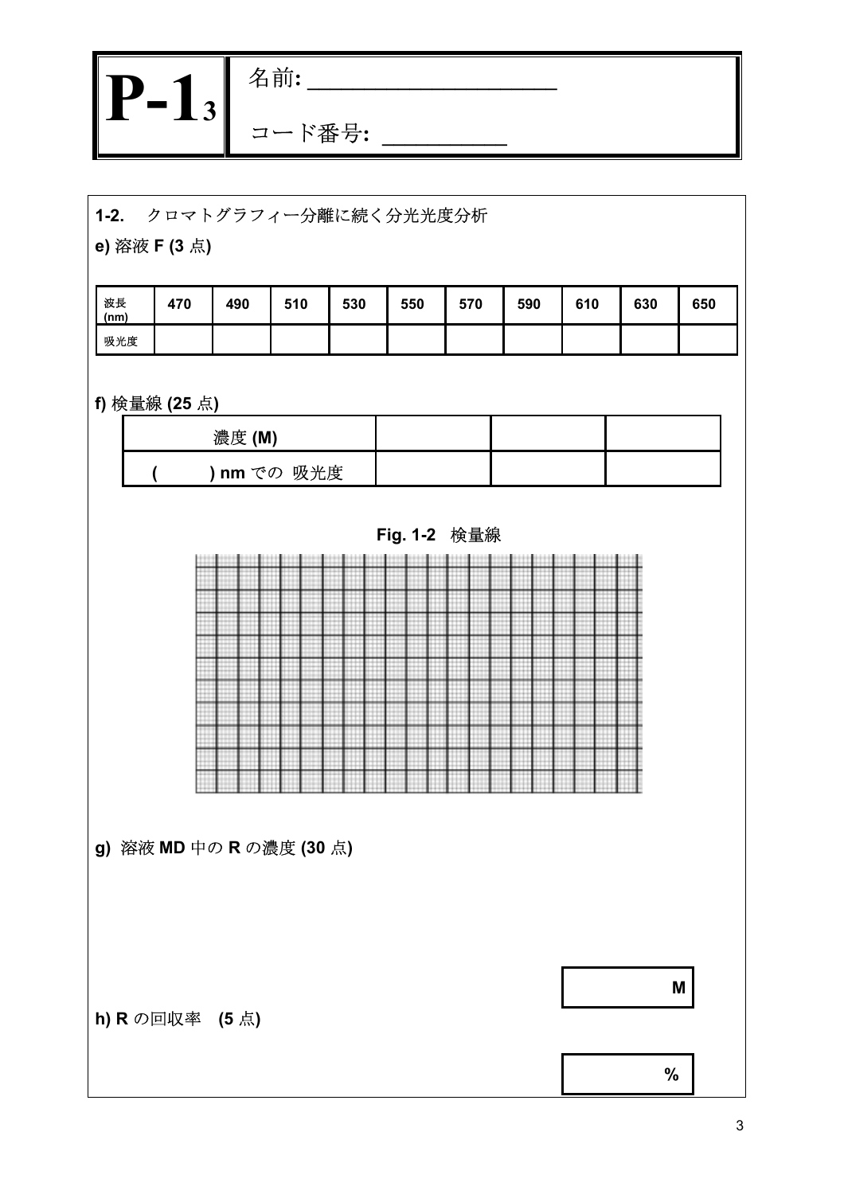# P-1[3]

名前: ____________________

コード番号: __________

**1-2.** クロマトグラフィー分離に続く分光光度分析

**e)** 溶液 **F** (**3** 点)

| 波長 (nm) | 470 | 490 | 510 | 530 | 550 | 570 | 590 | 610 | 630 | 650 |
|---|---|---|---|---|---|---|---|---|---|---|
| 吸光度 | | | | | | | | | | |

**f)** 検量線 (**25** 点)

| 濃度 (M) | | | |
|---|---|---|---|
| (　　) nm での 吸光度 | | | |

**Fig. 1-2** 検量線

**g)** 溶液 **MD** 中の **R** の濃度 (**30** 点)

| M |
|---|

**h) R** の回収率 (**5** 点)

| % |
|---|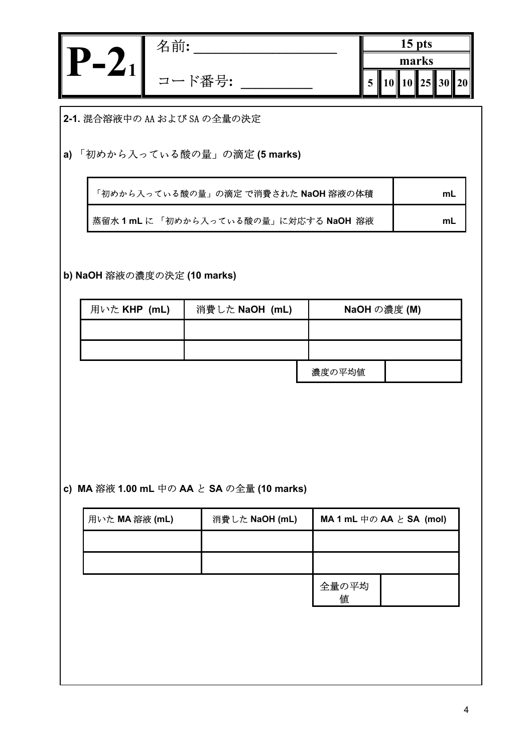| P-2[1] | 名前: ____________________ | 15 pts | | | | | |
|---|---|---|---|---|---|---|---|
| | コード番号: __________ | marks | | | | | |
| | | 5 | 10 | 10 | 25 | 30 | 20 |

**2-1.** 混合溶液中の AA および SA の全量の決定

**a)** 「初めから入っている酸の量」の滴定 **(5 marks)**

| | |
|---|---|
| 「初めから入っている酸の量」の滴定 で消費された **NaOH** 溶液の体積 | **mL** |
| 蒸留水 **1 mL** に 「初めから入っている酸の量」に対応する **NaOH** 溶液 | **mL** |

**b) NaOH** 溶液の濃度の決定 **(10 marks)**

| 用いた **KHP (mL)** | 消費した **NaOH (mL)** | **NaOH** の濃度 **(M)** |
|---|---|---|
| | | |
| | | |
| | 濃度の平均値 | |

**c) MA** 溶液 **1.00 mL** 中の **AA** と **SA** の全量 **(10 marks)**

| 用いた **MA** 溶液 **(mL)** | 消費した **NaOH (mL)** | **MA 1 mL** 中の **AA** と **SA (mol)** |
|---|---|---|
| | | |
| | | |
| | 全量の平均値 | |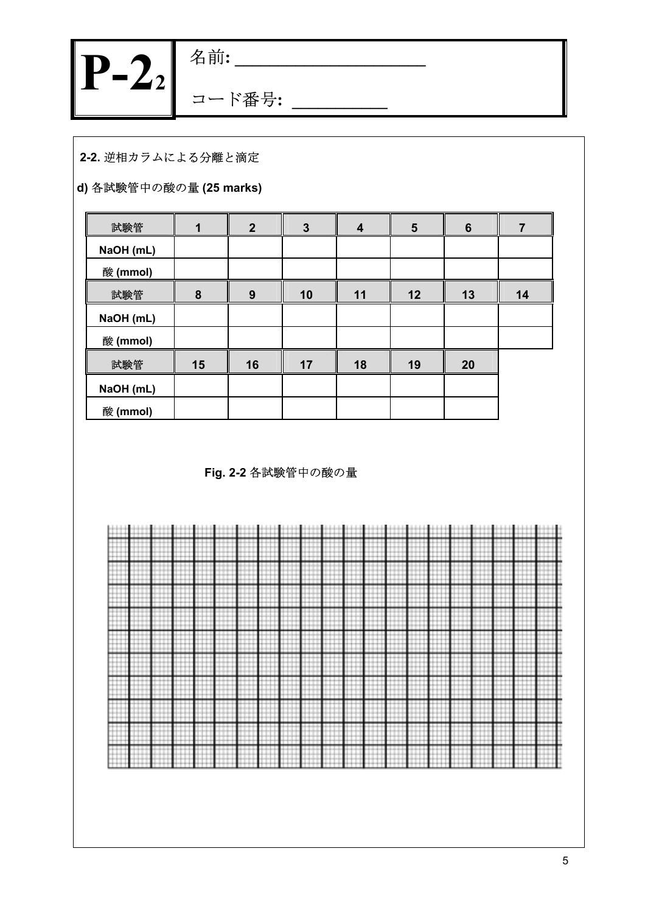# P-2₂

名前: ____________________

コード番号: __________

**2-2.** 逆相カラムによる分離と滴定

**d)** 各試験管中の酸の量 **(25 marks)**

| 試験管 | 1 | 2 | 3 | 4 | 5 | 6 | 7 |
|---|---|---|---|---|---|---|---|
| NaOH (mL) | | | | | | | |
| 酸 (mmol) | | | | | | | |

| 試験管 | 8 | 9 | 10 | 11 | 12 | 13 | 14 |
|---|---|---|---|---|---|---|---|
| NaOH (mL) | | | | | | | |
| 酸 (mmol) | | | | | | | |

| 試験管 | 15 | 16 | 17 | 18 | 19 | 20 |
|---|---|---|---|---|---|---|
| NaOH (mL) | | | | | | |
| 酸 (mmol) | | | | | | |

**Fig. 2-2** 各試験管中の酸の量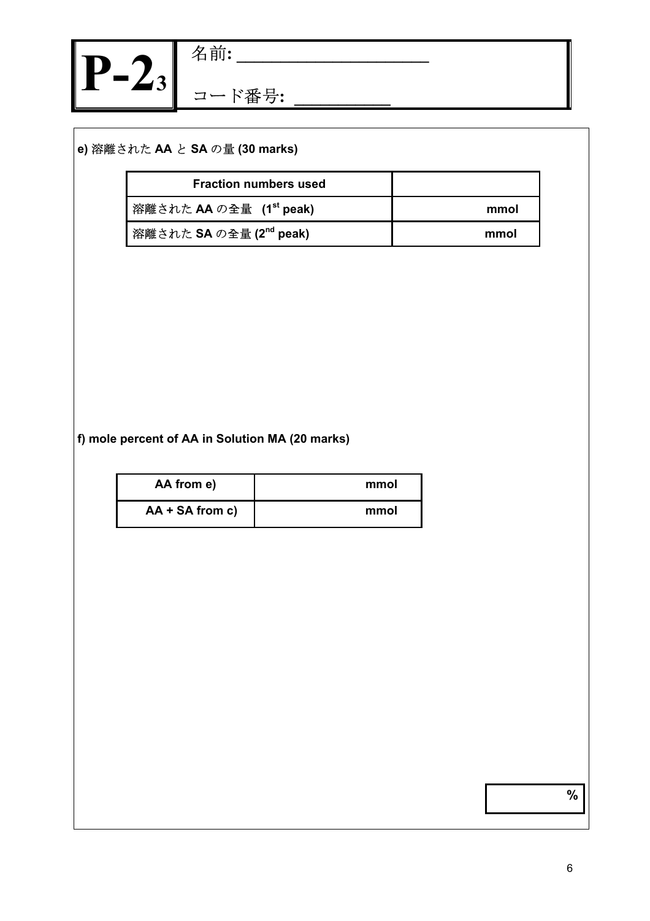# P-2₃

名前: ____________________

コード番号: __________

**e)** 溶離された **AA** と **SA** の量 **(30 marks)**

| **Fraction numbers used** | |
|---|---|
| 溶離された **AA** の全量 **(1st peak)** | **mmol** |
| 溶離された **SA** の全量 **(2nd peak)** | **mmol** |

**f) mole percent of AA in Solution MA (20 marks)**

| **AA from e)** | **mmol** |
|---|---|
| **AA + SA from c)** | **mmol** |

| **%** |
|---|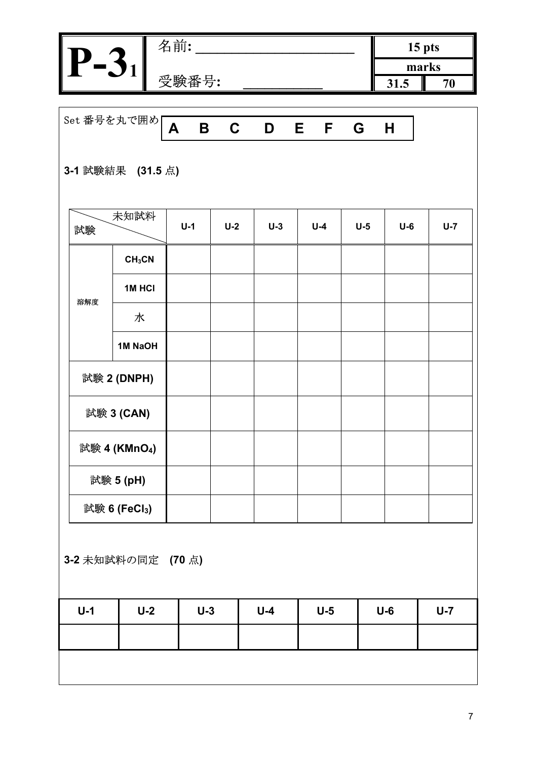# P-3₁

名前: ______________________

受験番号: ___________

| 15 pts | |
|---|---|
| marks | |
| 31.5 | 70 |

Set 番号を丸で囲め **A B C D E F G H**

**3-1** 試験結果 **(31.5** 点**)**

| 試験 \ 未知試料 | | U-1 | U-2 | U-3 | U-4 | U-5 | U-6 | U-7 |
|---|---|---|---|---|---|---|---|---|
| 溶解度 | $CH_3CN$ | | | | | | | |
| | 1M HCl | | | | | | | |
| | 水 | | | | | | | |
| | 1M NaOH | | | | | | | |
| 試験 2 (DNPH) | | | | | | | | |
| 試験 3 (CAN) | | | | | | | | |
| 試験 4 ($KMnO_4$) | | | | | | | | |
| 試験 5 (pH) | | | | | | | | |
| 試験 6 ($FeCl_3$) | | | | | | | | |

**3-2** 未知試料の同定 **(70** 点**)**

| U-1 | U-2 | U-3 | U-4 | U-5 | U-6 | U-7 |
|---|---|---|---|---|---|---|
| | | | | | | |